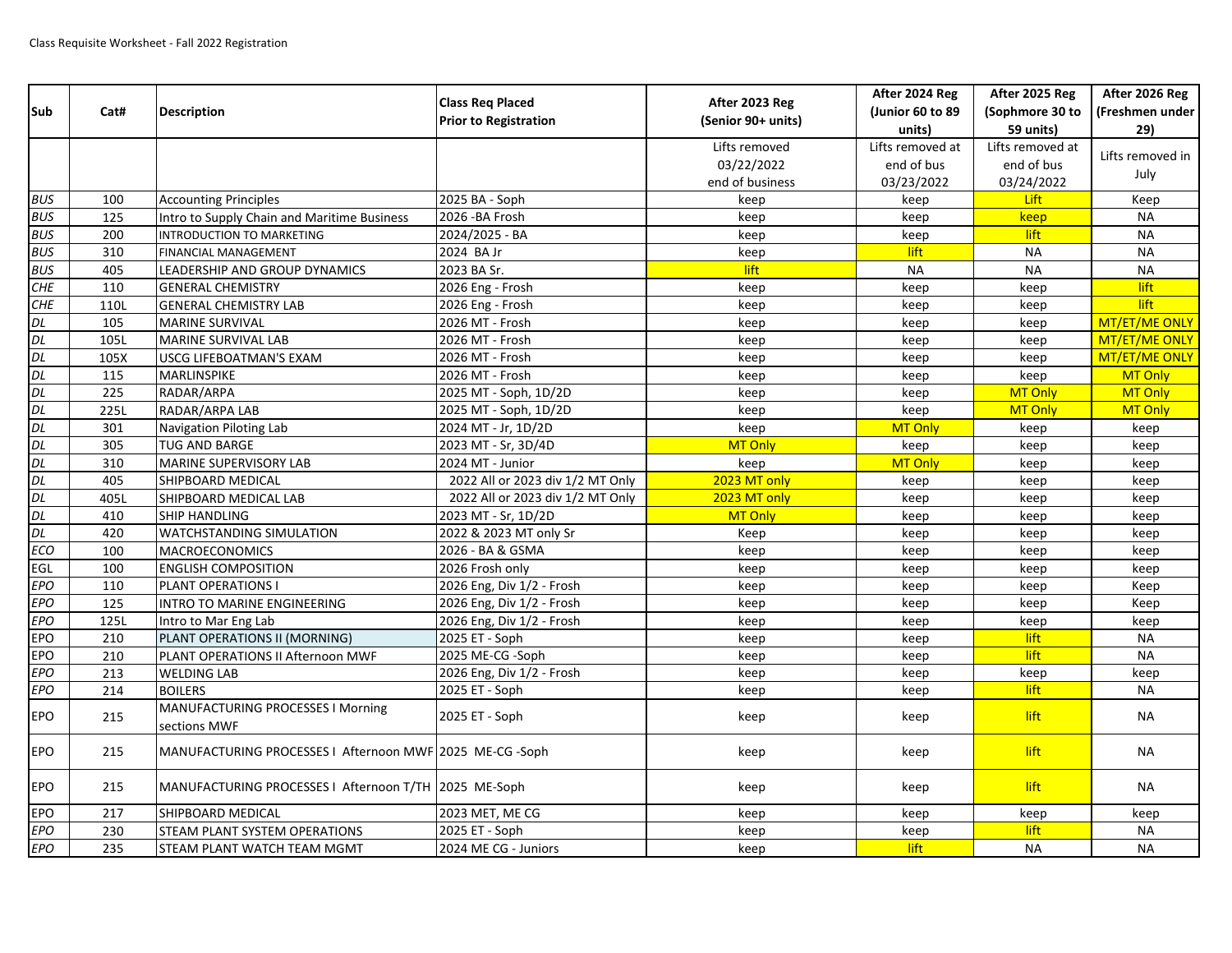Class Requisite Worksheet - Fall 2022 Registration

| Sub | Cat# | Description | Class Req Placed Prior to Registration | After 2023 Reg (Senior 90+ units) | After 2024 Reg (Junior 60 to 89 units) | After 2025 Reg (Sophmore 30 to 59 units) | After 2026 Reg (Freshmen under 29) |
|---|---|---|---|---|---|---|---|
| | | | | Lifts removed 03/22/2022 end of business | Lifts removed at end of bus 03/23/2022 | Lifts removed at end of bus 03/24/2022 | Lifts removed in July |
| BUS | 100 | Accounting Principles | 2025 BA - Soph | keep | keep | Lift | Keep |
| BUS | 125 | Intro to Supply Chain and Maritime Business | 2026 -BA Frosh | keep | keep | keep | NA |
| BUS | 200 | INTRODUCTION TO MARKETING | 2024/2025 - BA | keep | keep | lift | NA |
| BUS | 310 | FINANCIAL MANAGEMENT | 2024 BA Jr | keep | lift | NA | NA |
| BUS | 405 | LEADERSHIP AND GROUP DYNAMICS | 2023 BA Sr. | lift | NA | NA | NA |
| CHE | 110 | GENERAL CHEMISTRY | 2026 Eng - Frosh | keep | keep | keep | lift |
| CHE | 110L | GENERAL CHEMISTRY LAB | 2026 Eng - Frosh | keep | keep | keep | lift |
| DL | 105 | MARINE SURVIVAL | 2026 MT - Frosh | keep | keep | keep | MT/ET/ME ONLY |
| DL | 105L | MARINE SURVIVAL LAB | 2026 MT - Frosh | keep | keep | keep | MT/ET/ME ONLY |
| DL | 105X | USCG LIFEBOATMAN'S EXAM | 2026 MT - Frosh | keep | keep | keep | MT/ET/ME ONLY |
| DL | 115 | MARLINSPIKE | 2026 MT - Frosh | keep | keep | keep | MT Only |
| DL | 225 | RADAR/ARPA | 2025 MT - Soph, 1D/2D | keep | keep | MT Only | MT Only |
| DL | 225L | RADAR/ARPA LAB | 2025 MT - Soph, 1D/2D | keep | keep | MT Only | MT Only |
| DL | 301 | Navigation Piloting Lab | 2024 MT - Jr, 1D/2D | keep | MT Only | keep | keep |
| DL | 305 | TUG AND BARGE | 2023 MT - Sr, 3D/4D | MT Only | keep | keep | keep |
| DL | 310 | MARINE SUPERVISORY LAB | 2024 MT - Junior | keep | MT Only | keep | keep |
| DL | 405 | SHIPBOARD MEDICAL | 2022 All or 2023 div 1/2 MT Only | 2023 MT only | keep | keep | keep |
| DL | 405L | SHIPBOARD MEDICAL LAB | 2022 All or 2023 div 1/2 MT Only | 2023 MT only | keep | keep | keep |
| DL | 410 | SHIP HANDLING | 2023 MT - Sr, 1D/2D | MT Only | keep | keep | keep |
| DL | 420 | WATCHSTANDING SIMULATION | 2022 & 2023 MT only Sr | Keep | keep | keep | keep |
| ECO | 100 | MACROECONOMICS | 2026 - BA & GSMA | keep | keep | keep | keep |
| EGL | 100 | ENGLISH COMPOSITION | 2026 Frosh only | keep | keep | keep | keep |
| EPO | 110 | PLANT OPERATIONS I | 2026 Eng, Div 1/2 - Frosh | keep | keep | keep | Keep |
| EPO | 125 | INTRO TO MARINE ENGINEERING | 2026 Eng, Div 1/2 - Frosh | keep | keep | keep | Keep |
| EPO | 125L | Intro to Mar Eng Lab | 2026 Eng, Div 1/2 - Frosh | keep | keep | keep | keep |
| EPO | 210 | PLANT OPERATIONS II (MORNING) | 2025 ET - Soph | keep | keep | lift | NA |
| EPO | 210 | PLANT OPERATIONS II Afternoon MWF | 2025 ME-CG -Soph | keep | keep | lift | NA |
| EPO | 213 | WELDING LAB | 2026 Eng, Div 1/2 - Frosh | keep | keep | keep | keep |
| EPO | 214 | BOILERS | 2025 ET - Soph | keep | keep | lift | NA |
| EPO | 215 | MANUFACTURING PROCESSES I Morning sections MWF | 2025 ET - Soph | keep | keep | lift | NA |
| EPO | 215 | MANUFACTURING PROCESSES I Afternoon MWF | 2025 ME-CG -Soph | keep | keep | lift | NA |
| EPO | 215 | MANUFACTURING PROCESSES I Afternoon T/TH | 2025 ME-Soph | keep | keep | lift | NA |
| EPO | 217 | SHIPBOARD MEDICAL | 2023 MET, ME CG | keep | keep | keep | keep |
| EPO | 230 | STEAM PLANT SYSTEM OPERATIONS | 2025 ET - Soph | keep | keep | lift | NA |
| EPO | 235 | STEAM PLANT WATCH TEAM MGMT | 2024 ME CG - Juniors | keep | lift | NA | NA |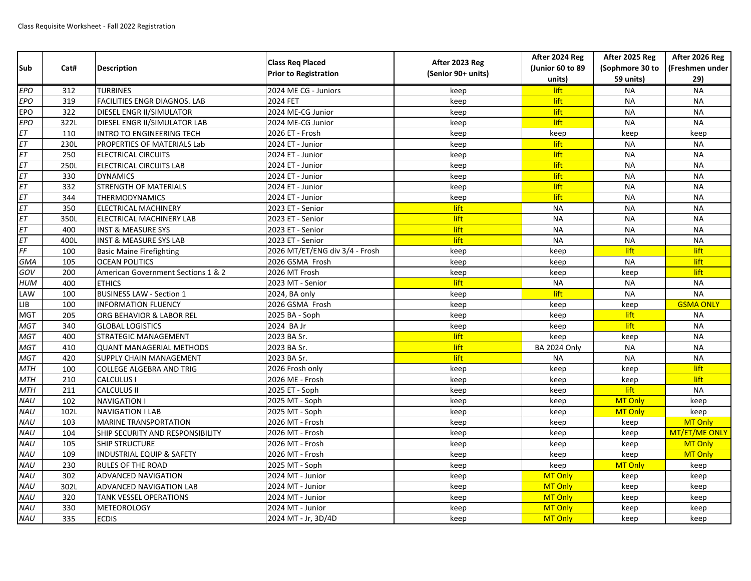Class Requisite Worksheet - Fall 2022 Registration

| Sub | Cat# | Description | Class Req Placed Prior to Registration | After 2023 Reg (Senior 90+ units) | After 2024 Reg (Junior 60 to 89 units) | After 2025 Reg (Sophmore 30 to 59 units) | After 2026 Reg (Freshmen under 29) |
|---|---|---|---|---|---|---|---|
| EPO | 312 | TURBINES | 2024 ME CG - Juniors | keep | lift | NA | NA |
| EPO | 319 | FACILITIES ENGR DIAGNOS. LAB | 2024 FET | keep | lift | NA | NA |
| EPO | 322 | DIESEL ENGR II/SIMULATOR | 2024 ME-CG Junior | keep | lift | NA | NA |
| EPO | 322L | DIESEL ENGR II/SIMULATOR LAB | 2024 ME-CG Junior | keep | lift | NA | NA |
| ET | 110 | INTRO TO ENGINEERING TECH | 2026 ET - Frosh | keep | keep | keep | keep |
| ET | 230L | PROPERTIES OF MATERIALS Lab | 2024 ET - Junior | keep | lift | NA | NA |
| ET | 250 | ELECTRICAL CIRCUITS | 2024 ET - Junior | keep | lift | NA | NA |
| ET | 250L | ELECTRICAL CIRCUITS LAB | 2024 ET - Junior | keep | lift | NA | NA |
| ET | 330 | DYNAMICS | 2024 ET - Junior | keep | lift | NA | NA |
| ET | 332 | STRENGTH OF MATERIALS | 2024 ET - Junior | keep | lift | NA | NA |
| ET | 344 | THERMODYNAMICS | 2024 ET - Junior | keep | lift | NA | NA |
| ET | 350 | ELECTRICAL MACHINERY | 2023 ET - Senior | lift | NA | NA | NA |
| ET | 350L | ELECTRICAL MACHINERY LAB | 2023 ET - Senior | lift | NA | NA | NA |
| ET | 400 | INST & MEASURE SYS | 2023 ET - Senior | lift | NA | NA | NA |
| ET | 400L | INST & MEASURE SYS LAB | 2023 ET - Senior | lift | NA | NA | NA |
| FF | 100 | Basic Maine Firefighting | 2026 MT/ET/ENG div 3/4 - Frosh | keep | keep | lift | lift |
| GMA | 105 | OCEAN POLITICS | 2026 GSMA Frosh | keep | keep | NA | lift |
| GOV | 200 | American Government Sections 1 & 2 | 2026 MT Frosh | keep | keep | keep | lift |
| HUM | 400 | ETHICS | 2023 MT - Senior | lift | NA | NA | NA |
| LAW | 100 | BUSINESS LAW - Section 1 | 2024, BA only | keep | lift | NA | NA |
| LIB | 100 | INFORMATION FLUENCY | 2026 GSMA Frosh | keep | keep | keep | GSMA ONLY |
| MGT | 205 | ORG BEHAVIOR & LABOR REL | 2025 BA - Soph | keep | keep | lift | NA |
| MGT | 340 | GLOBAL LOGISTICS | 2024 BA Jr | keep | keep | lift | NA |
| MGT | 400 | STRATEGIC MANAGEMENT | 2023 BA Sr. | lift | keep | keep | NA |
| MGT | 410 | QUANT MANAGERIAL METHODS | 2023 BA Sr. | lift | BA 2024 Only | NA | NA |
| MGT | 420 | SUPPLY CHAIN MANAGEMENT | 2023 BA Sr. | lift | NA | NA | NA |
| MTH | 100 | COLLEGE ALGEBRA AND TRIG | 2026 Frosh only | keep | keep | keep | lift |
| MTH | 210 | CALCULUS I | 2026 ME - Frosh | keep | keep | keep | lift |
| MTH | 211 | CALCULUS II | 2025 ET - Soph | keep | keep | lift | NA |
| NAU | 102 | NAVIGATION I | 2025 MT - Soph | keep | keep | MT Only | keep |
| NAU | 102L | NAVIGATION I LAB | 2025 MT - Soph | keep | keep | MT Only | keep |
| NAU | 103 | MARINE TRANSPORTATION | 2026 MT - Frosh | keep | keep | keep | MT Only |
| NAU | 104 | SHIP SECURITY AND RESPONSIBILITY | 2026 MT - Frosh | keep | keep | keep | MT/ET/ME ONLY |
| NAU | 105 | SHIP STRUCTURE | 2026 MT - Frosh | keep | keep | keep | MT Only |
| NAU | 109 | INDUSTRIAL EQUIP & SAFETY | 2026 MT - Frosh | keep | keep | keep | MT Only |
| NAU | 230 | RULES OF THE ROAD | 2025 MT - Soph | keep | keep | MT Only | keep |
| NAU | 302 | ADVANCED NAVIGATION | 2024 MT - Junior | keep | MT Only | keep | keep |
| NAU | 302L | ADVANCED NAVIGATION LAB | 2024 MT - Junior | keep | MT Only | keep | keep |
| NAU | 320 | TANK VESSEL OPERATIONS | 2024 MT - Junior | keep | MT Only | keep | keep |
| NAU | 330 | METEOROLOGY | 2024 MT - Junior | keep | MT Only | keep | keep |
| NAU | 335 | ECDIS | 2024 MT - Jr, 3D/4D | keep | MT Only | keep | keep |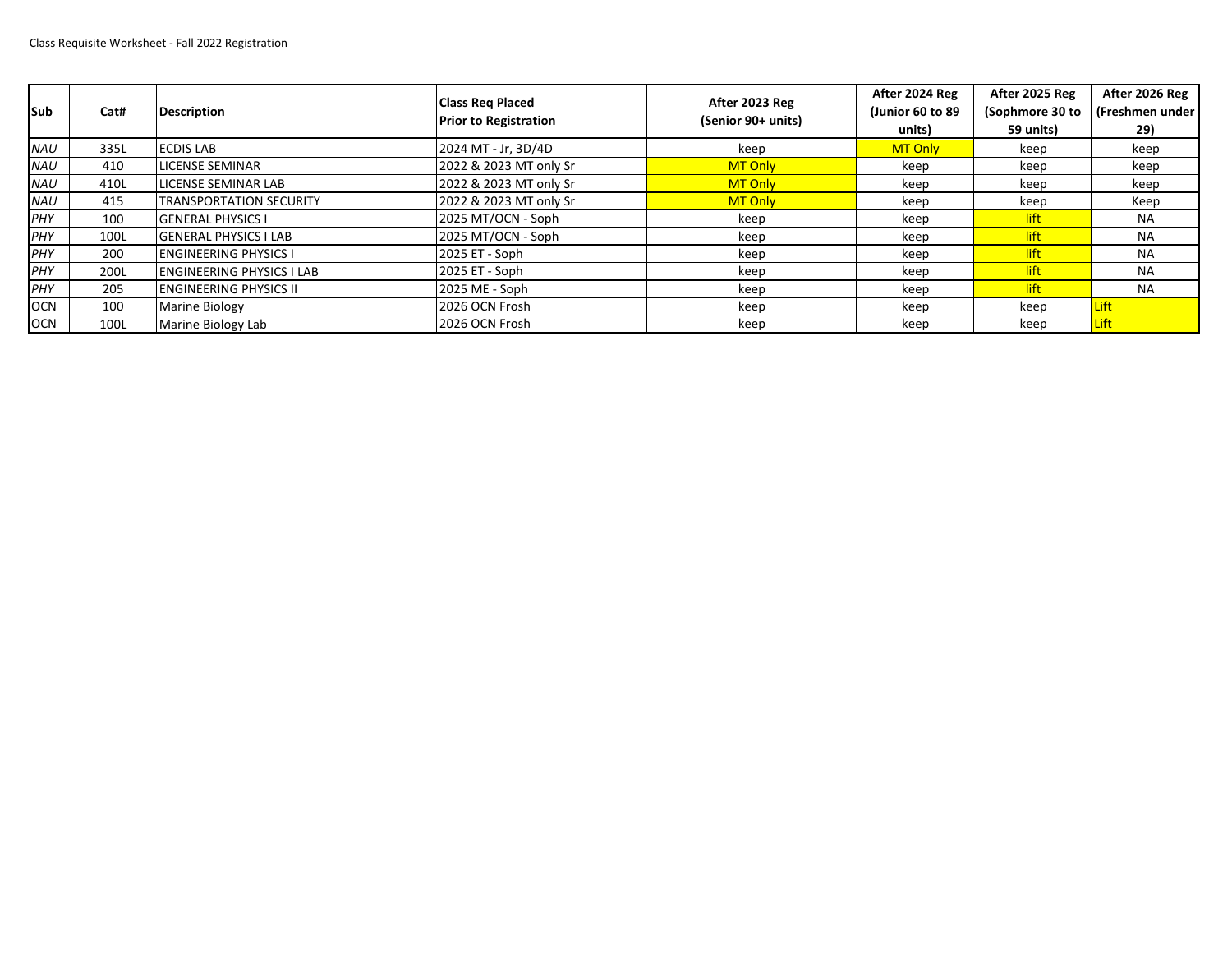Class Requisite Worksheet - Fall 2022 Registration

| Sub | Cat# | Description | Class Req Placed Prior to Registration | After 2023 Reg (Senior 90+ units) | After 2024 Reg (Junior 60 to 89 units) | After 2025 Reg (Sophmore 30 to 59 units) | After 2026 Reg (Freshmen under 29) |
|---|---|---|---|---|---|---|---|
| *NAU* | 335L | ECDIS LAB | 2024 MT - Jr, 3D/4D | keep | MT Only | keep | keep |
| *NAU* | 410 | LICENSE SEMINAR | 2022 & 2023 MT only Sr | MT Only | keep | keep | keep |
| *NAU* | 410L | LICENSE SEMINAR LAB | 2022 & 2023 MT only Sr | MT Only | keep | keep | keep |
| *NAU* | 415 | TRANSPORTATION SECURITY | 2022 & 2023 MT only Sr | MT Only | keep | keep | Keep |
| *PHY* | 100 | GENERAL PHYSICS I | 2025 MT/OCN - Soph | keep | keep | lift | NA |
| *PHY* | 100L | GENERAL PHYSICS I LAB | 2025 MT/OCN - Soph | keep | keep | lift | NA |
| *PHY* | 200 | ENGINEERING PHYSICS I | 2025 ET - Soph | keep | keep | lift | NA |
| *PHY* | 200L | ENGINEERING PHYSICS I LAB | 2025 ET - Soph | keep | keep | lift | NA |
| *PHY* | 205 | ENGINEERING PHYSICS II | 2025 ME - Soph | keep | keep | lift | NA |
| OCN | 100 | Marine Biology | 2026 OCN Frosh | keep | keep | keep | Lift |
| OCN | 100L | Marine Biology Lab | 2026 OCN Frosh | keep | keep | keep | Lift |